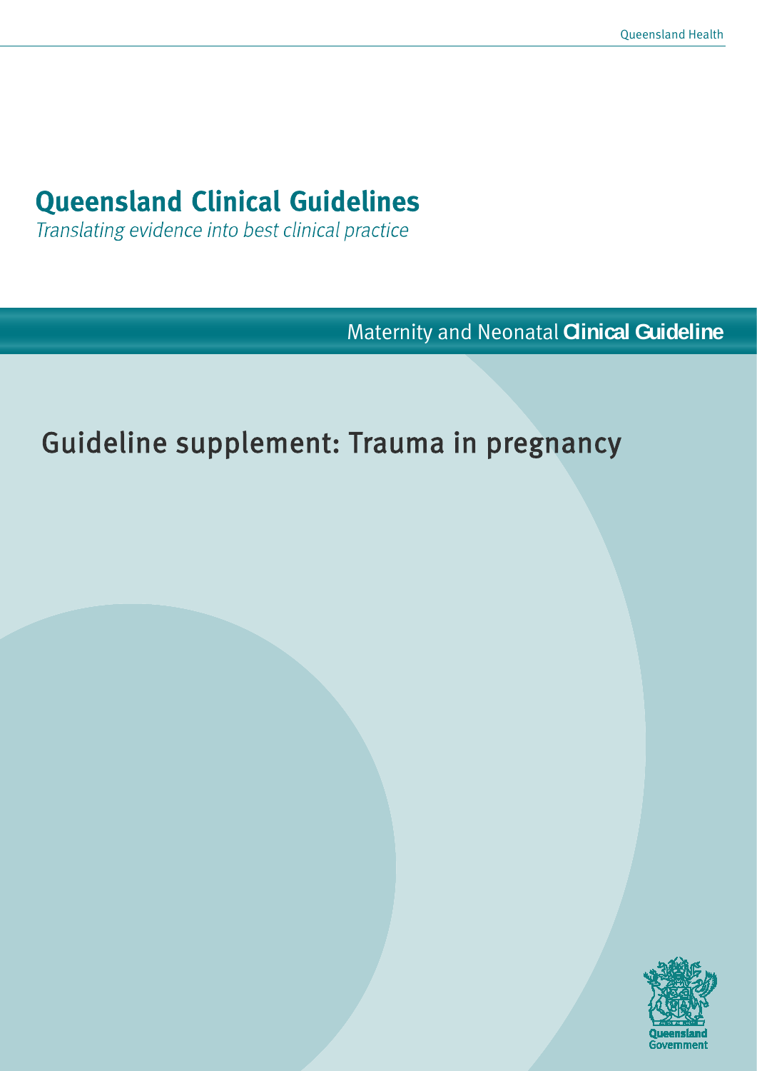Queensland Health

# Queensland Clinical Guidelines

*Translating evidence into best clinical practice*

Maternity and Neonatal **Clinical Guideline**

## Guideline supplement: Trauma in pregnancy

Queensland Government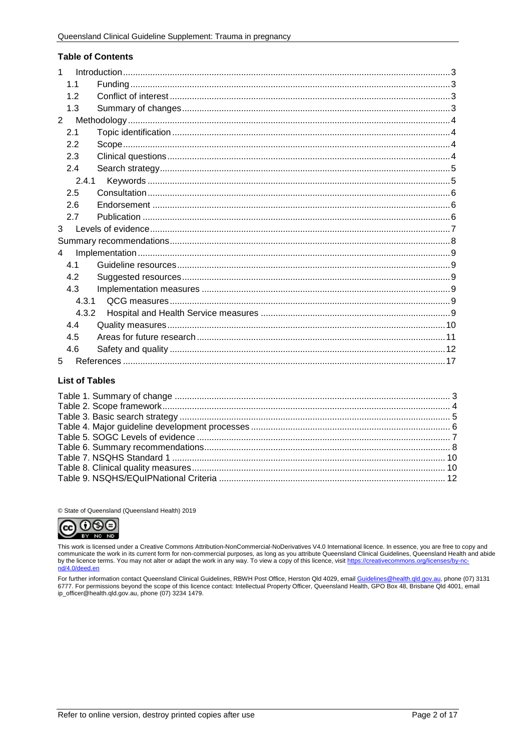**Table of Contents**

1 Introduction ... 3
  1.1 Funding ... 3
  1.2 Conflict of interest ... 3
  1.3 Summary of changes ... 3
2 Methodology ... 4
  2.1 Topic identification ... 4
  2.2 Scope ... 4
  2.3 Clinical questions ... 4
  2.4 Search strategy ... 5
    2.4.1 Keywords ... 5
  2.5 Consultation ... 6
  2.6 Endorsement ... 6
  2.7 Publication ... 6
3 Levels of evidence ... 7
Summary recommendations ... 8
4 Implementation ... 9
  4.1 Guideline resources ... 9
  4.2 Suggested resources ... 9
  4.3 Implementation measures ... 9
    4.3.1 QCG measures ... 9
    4.3.2 Hospital and Health Service measures ... 9
  4.4 Quality measures ... 10
  4.5 Areas for future research ... 11
  4.6 Safety and quality ... 12
5 References ... 17

**List of Tables**

Table 1. Summary of change ... 3
Table 2. Scope framework ... 4
Table 3. Basic search strategy ... 5
Table 4. Major guideline development processes ... 6
Table 5. SOGC Levels of evidence ... 7
Table 6. Summary recommendations ... 8
Table 7. NSQHS Standard 1 ... 10
Table 8. Clinical quality measures ... 10
Table 9. NSQHS/EQuIPNational Criteria ... 12

© State of Queensland (Queensland Health) 2019

This work is licensed under a Creative Commons Attribution-NonCommercial-NoDerivatives V4.0 International licence. In essence, you are free to copy and communicate the work in its current form for non-commercial purposes, as long as you attribute Queensland Clinical Guidelines, Queensland Health and abide by the licence terms. You may not alter or adapt the work in any way. To view a copy of this licence, visit https://creativecommons.org/licenses/by-nc-nd/4.0/deed.en

For further information contact Queensland Clinical Guidelines, RBWH Post Office, Herston Qld 4029, email Guidelines@health.qld.gov.au, phone (07) 3131 6777. For permissions beyond the scope of this licence contact: Intellectual Property Officer, Queensland Health, GPO Box 48, Brisbane Qld 4001, email ip_officer@health.qld.gov.au, phone (07) 3234 1479.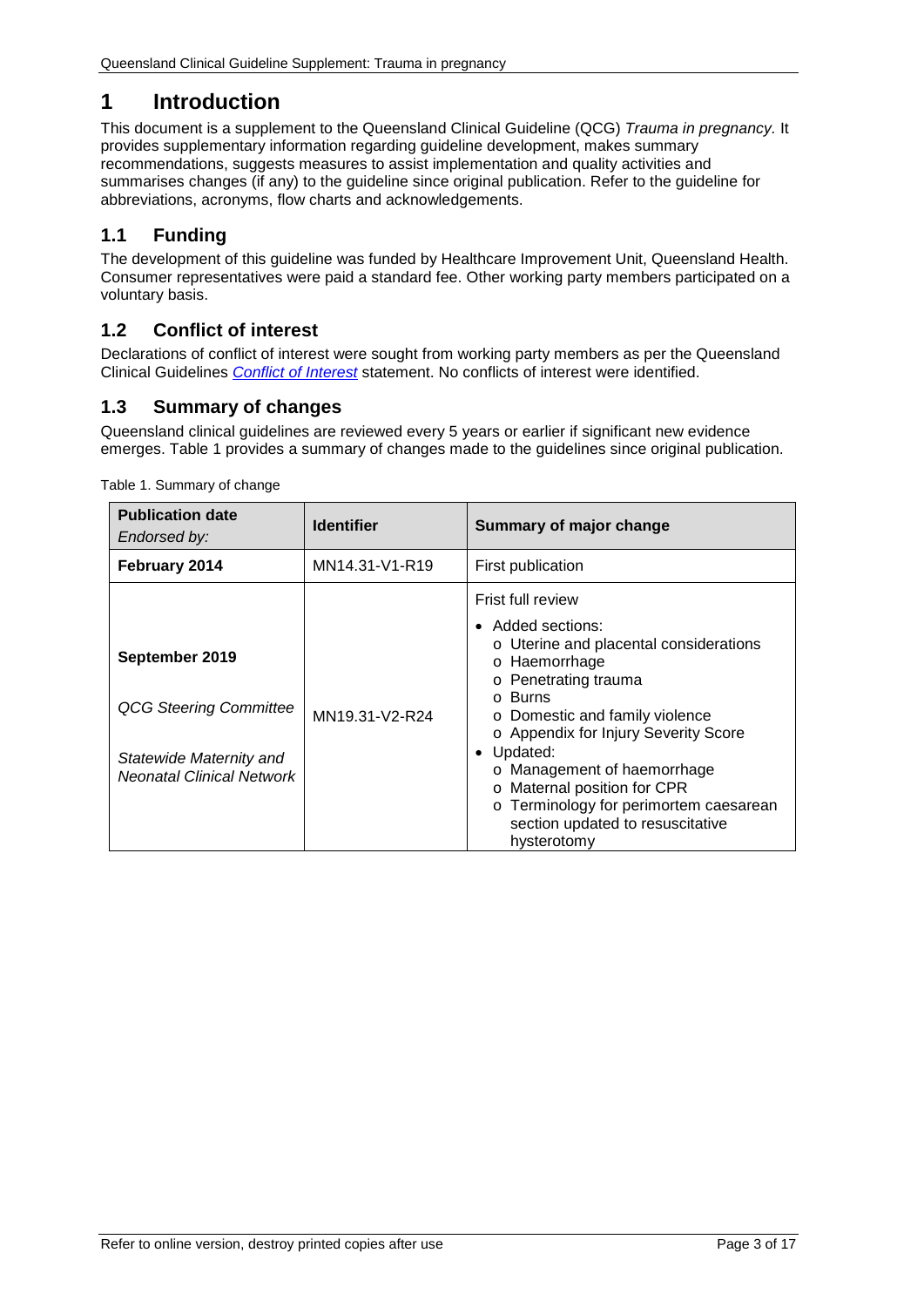# 1 Introduction

This document is a supplement to the Queensland Clinical Guideline (QCG) *Trauma in pregnancy.* It provides supplementary information regarding guideline development, makes summary recommendations, suggests measures to assist implementation and quality activities and summarises changes (if any) to the guideline since original publication. Refer to the guideline for abbreviations, acronyms, flow charts and acknowledgements.

## 1.1 Funding

The development of this guideline was funded by Healthcare Improvement Unit, Queensland Health. Consumer representatives were paid a standard fee. Other working party members participated on a voluntary basis.

## 1.2 Conflict of interest

Declarations of conflict of interest were sought from working party members as per the Queensland Clinical Guidelines *Conflict of Interest* statement. No conflicts of interest were identified.

## 1.3 Summary of changes

Queensland clinical guidelines are reviewed every 5 years or earlier if significant new evidence emerges. Table 1 provides a summary of changes made to the guidelines since original publication.

Table 1. Summary of change

| **Publication date** *Endorsed by:* | **Identifier** | **Summary of major change** |
|---|---|---|
| **February 2014** | MN14.31-V1-R19 | First publication |
| **September 2019**<br><br>*QCG Steering Committee*<br><br>*Statewide Maternity and Neonatal Clinical Network* | MN19.31-V2-R24 | Frist full review<br>• Added sections:<br>o Uterine and placental considerations<br>o Haemorrhage<br>o Penetrating trauma<br>o Burns<br>o Domestic and family violence<br>o Appendix for Injury Severity Score<br>• Updated:<br>o Management of haemorrhage<br>o Maternal position for CPR<br>o Terminology for perimortem caesarean section updated to resuscitative hysterotomy |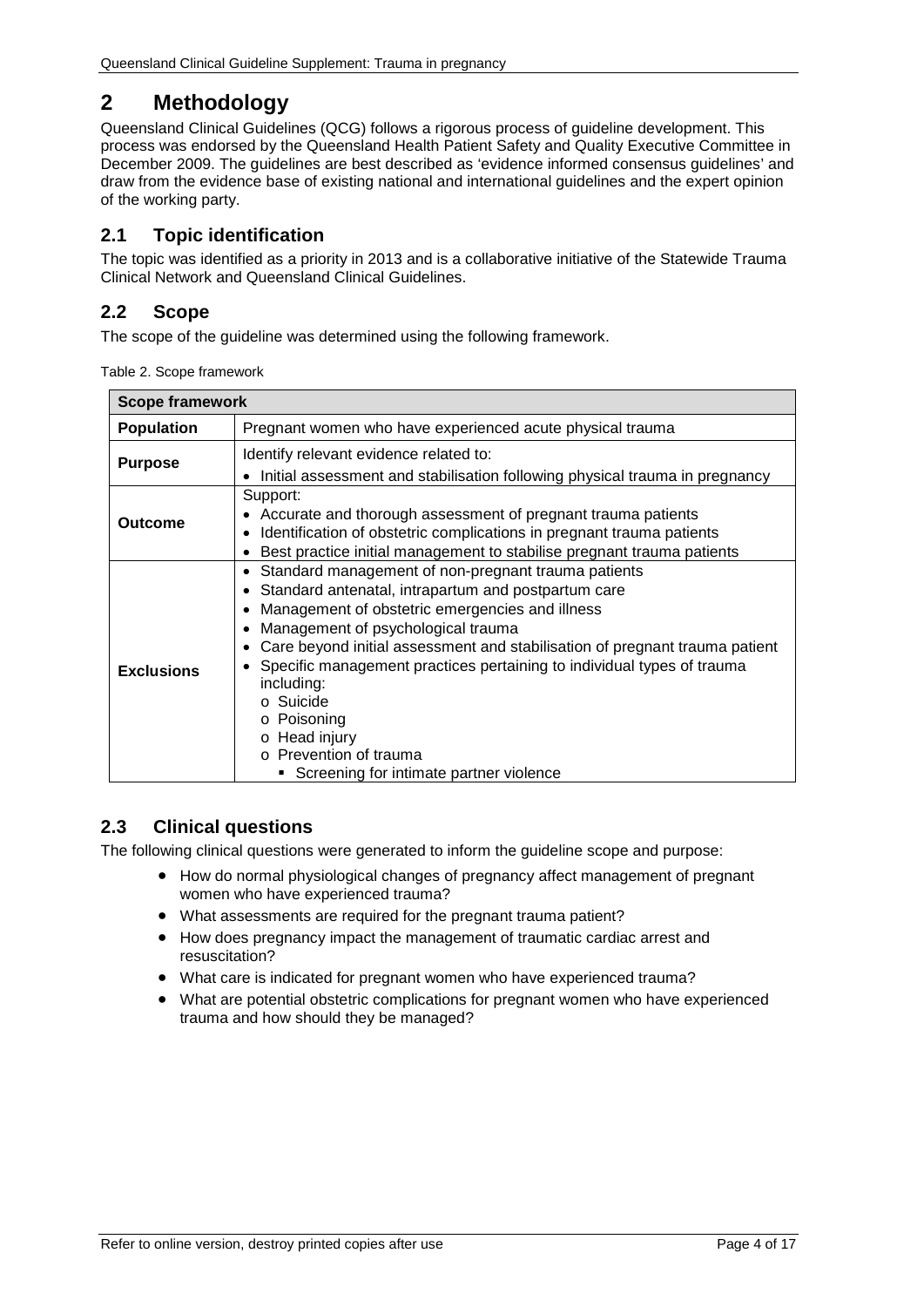# 2 Methodology

Queensland Clinical Guidelines (QCG) follows a rigorous process of guideline development. This process was endorsed by the Queensland Health Patient Safety and Quality Executive Committee in December 2009. The guidelines are best described as 'evidence informed consensus guidelines' and draw from the evidence base of existing national and international guidelines and the expert opinion of the working party.

## 2.1 Topic identification

The topic was identified as a priority in 2013 and is a collaborative initiative of the Statewide Trauma Clinical Network and Queensland Clinical Guidelines.

## 2.2 Scope

The scope of the guideline was determined using the following framework.

Table 2. Scope framework

| Scope framework | |
|---|---|
| **Population** | Pregnant women who have experienced acute physical trauma |
| **Purpose** | Identify relevant evidence related to:<br>• Initial assessment and stabilisation following physical trauma in pregnancy |
| **Outcome** | Support:<br>• Accurate and thorough assessment of pregnant trauma patients<br>• Identification of obstetric complications in pregnant trauma patients<br>• Best practice initial management to stabilise pregnant trauma patients |
| **Exclusions** | • Standard management of non-pregnant trauma patients<br>• Standard antenatal, intrapartum and postpartum care<br>• Management of obstetric emergencies and illness<br>• Management of psychological trauma<br>• Care beyond initial assessment and stabilisation of pregnant trauma patient<br>• Specific management practices pertaining to individual types of trauma including:<br>  o Suicide<br>  o Poisoning<br>  o Head injury<br>  o Prevention of trauma<br>    ▪ Screening for intimate partner violence |

## 2.3 Clinical questions

The following clinical questions were generated to inform the guideline scope and purpose:

- How do normal physiological changes of pregnancy affect management of pregnant women who have experienced trauma?
- What assessments are required for the pregnant trauma patient?
- How does pregnancy impact the management of traumatic cardiac arrest and resuscitation?
- What care is indicated for pregnant women who have experienced trauma?
- What are potential obstetric complications for pregnant women who have experienced trauma and how should they be managed?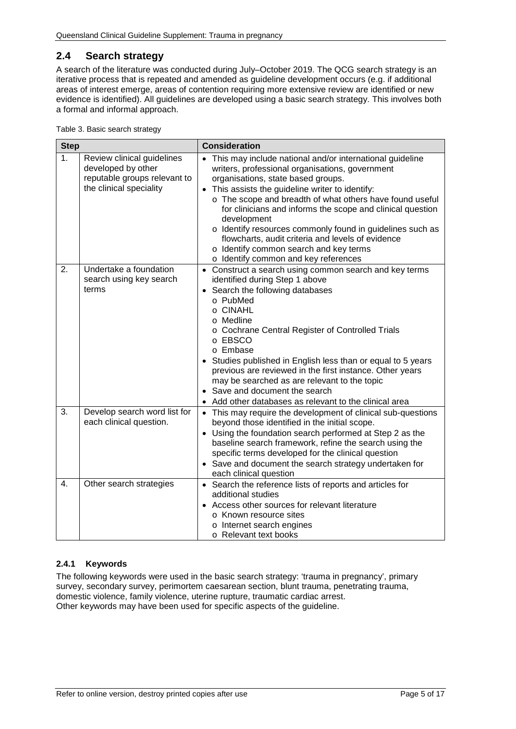## 2.4 Search strategy

A search of the literature was conducted during July–October 2019. The QCG search strategy is an iterative process that is repeated and amended as guideline development occurs (e.g. if additional areas of interest emerge, areas of contention requiring more extensive review are identified or new evidence is identified). All guidelines are developed using a basic search strategy. This involves both a formal and informal approach.

Table 3. Basic search strategy

| Step | | Consideration |
|---|---|---|
| 1. | Review clinical guidelines developed by other reputable groups relevant to the clinical speciality | • This may include national and/or international guideline writers, professional organisations, government organisations, state based groups.<br>• This assists the guideline writer to identify:<br>o The scope and breadth of what others have found useful for clinicians and informs the scope and clinical question development<br>o Identify resources commonly found in guidelines such as flowcharts, audit criteria and levels of evidence<br>o Identify common search and key terms<br>o Identify common and key references |
| 2. | Undertake a foundation search using key search terms | • Construct a search using common search and key terms identified during Step 1 above<br>• Search the following databases<br>o PubMed<br>o CINAHL<br>o Medline<br>o Cochrane Central Register of Controlled Trials<br>o EBSCO<br>o Embase<br>• Studies published in English less than or equal to 5 years previous are reviewed in the first instance. Other years may be searched as are relevant to the topic<br>• Save and document the search<br>• Add other databases as relevant to the clinical area |
| 3. | Develop search word list for each clinical question. | • This may require the development of clinical sub-questions beyond those identified in the initial scope.<br>• Using the foundation search performed at Step 2 as the baseline search framework, refine the search using the specific terms developed for the clinical question<br>• Save and document the search strategy undertaken for each clinical question |
| 4. | Other search strategies | • Search the reference lists of reports and articles for additional studies<br>• Access other sources for relevant literature<br>o Known resource sites<br>o Internet search engines<br>o Relevant text books |

### 2.4.1 Keywords

The following keywords were used in the basic search strategy: 'trauma in pregnancy', primary survey, secondary survey, perimortem caesarean section, blunt trauma, penetrating trauma, domestic violence, family violence, uterine rupture, traumatic cardiac arrest.
Other keywords may have been used for specific aspects of the guideline.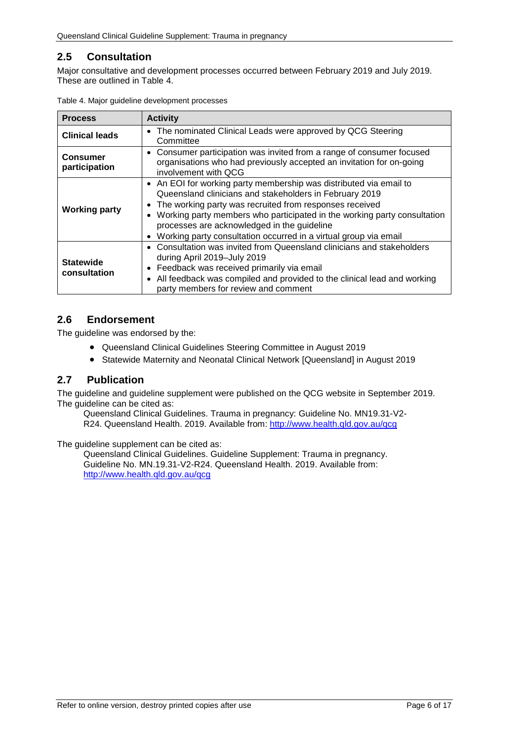## 2.5 Consultation

Major consultative and development processes occurred between February 2019 and July 2019. These are outlined in Table 4.

Table 4. Major guideline development processes

| Process | Activity |
|---|---|
| **Clinical leads** | • The nominated Clinical Leads were approved by QCG Steering Committee |
| **Consumer participation** | • Consumer participation was invited from a range of consumer focused organisations who had previously accepted an invitation for on-going involvement with QCG |
| **Working party** | • An EOI for working party membership was distributed via email to Queensland clinicians and stakeholders in February 2019<br>• The working party was recruited from responses received<br>• Working party members who participated in the working party consultation processes are acknowledged in the guideline<br>• Working party consultation occurred in a virtual group via email |
| **Statewide consultation** | • Consultation was invited from Queensland clinicians and stakeholders during April 2019–July 2019<br>• Feedback was received primarily via email<br>• All feedback was compiled and provided to the clinical lead and working party members for review and comment |

## 2.6 Endorsement

The guideline was endorsed by the:

- Queensland Clinical Guidelines Steering Committee in August 2019
- Statewide Maternity and Neonatal Clinical Network [Queensland] in August 2019

## 2.7 Publication

The guideline and guideline supplement were published on the QCG website in September 2019. The guideline can be cited as:

> Queensland Clinical Guidelines. Trauma in pregnancy: Guideline No. MN19.31-V2-R24. Queensland Health. 2019. Available from: http://www.health.qld.gov.au/qcg

The guideline supplement can be cited as:

> Queensland Clinical Guidelines. Guideline Supplement: Trauma in pregnancy. Guideline No. MN.19.31-V2-R24. Queensland Health. 2019. Available from: http://www.health.qld.gov.au/qcg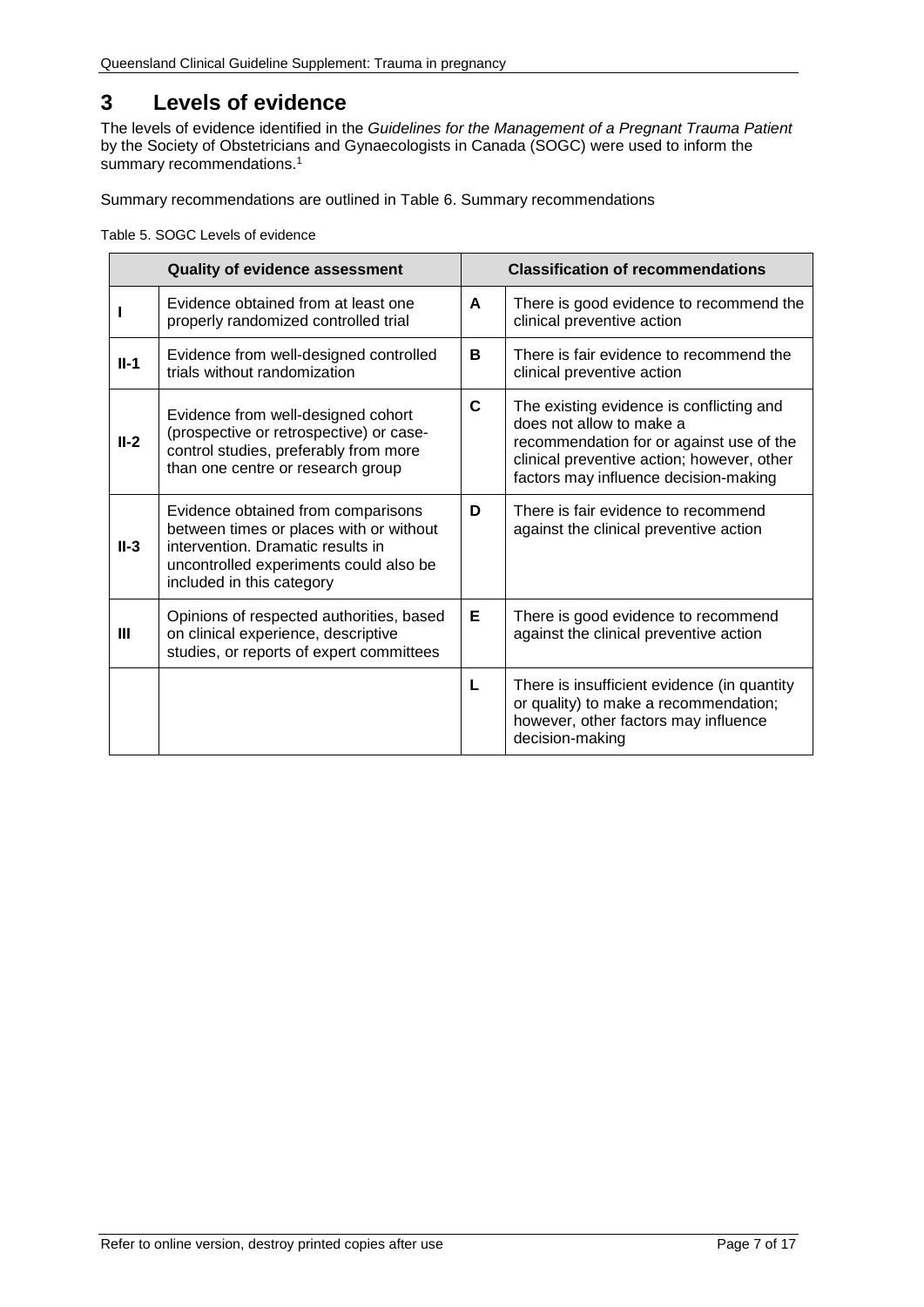# 3 Levels of evidence

The levels of evidence identified in the *Guidelines for the Management of a Pregnant Trauma Patient* by the Society of Obstetricians and Gynaecologists in Canada (SOGC) were used to inform the summary recommendations.[1]

Summary recommendations are outlined in Table 6. Summary recommendations

Table 5. SOGC Levels of evidence

| **Quality of evidence assessment** | | **Classification of recommendations** | |
|---|---|---|---|
| **I** | Evidence obtained from at least one properly randomized controlled trial | **A** | There is good evidence to recommend the clinical preventive action |
| **II-1** | Evidence from well-designed controlled trials without randomization | **B** | There is fair evidence to recommend the clinical preventive action |
| **II-2** | Evidence from well-designed cohort (prospective or retrospective) or case-control studies, preferably from more than one centre or research group | **C** | The existing evidence is conflicting and does not allow to make a recommendation for or against use of the clinical preventive action; however, other factors may influence decision-making |
| **II-3** | Evidence obtained from comparisons between times or places with or without intervention. Dramatic results in uncontrolled experiments could also be included in this category | **D** | There is fair evidence to recommend against the clinical preventive action |
| **III** | Opinions of respected authorities, based on clinical experience, descriptive studies, or reports of expert committees | **E** | There is good evidence to recommend against the clinical preventive action |
| | | **L** | There is insufficient evidence (in quantity or quality) to make a recommendation; however, other factors may influence decision-making |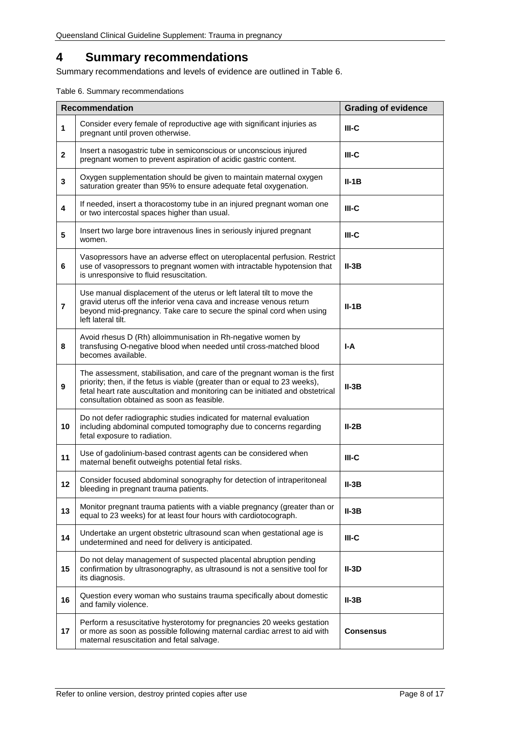# 4 Summary recommendations

Summary recommendations and levels of evidence are outlined in Table 6.

Table 6. Summary recommendations

| | Recommendation | Grading of evidence |
|---|---|---|
| 1 | Consider every female of reproductive age with significant injuries as pregnant until proven otherwise. | **III-C** |
| 2 | Insert a nasogastric tube in semiconscious or unconscious injured pregnant women to prevent aspiration of acidic gastric content. | **III-C** |
| 3 | Oxygen supplementation should be given to maintain maternal oxygen saturation greater than 95% to ensure adequate fetal oxygenation. | **II-1B** |
| 4 | If needed, insert a thoracostomy tube in an injured pregnant woman one or two intercostal spaces higher than usual. | **III-C** |
| 5 | Insert two large bore intravenous lines in seriously injured pregnant women. | **III-C** |
| 6 | Vasopressors have an adverse effect on uteroplacental perfusion. Restrict use of vasopressors to pregnant women with intractable hypotension that is unresponsive to fluid resuscitation. | **II-3B** |
| 7 | Use manual displacement of the uterus or left lateral tilt to move the gravid uterus off the inferior vena cava and increase venous return beyond mid-pregnancy. Take care to secure the spinal cord when using left lateral tilt. | **II-1B** |
| 8 | Avoid rhesus D (Rh) alloimmunisation in Rh-negative women by transfusing O-negative blood when needed until cross-matched blood becomes available. | **I-A** |
| 9 | The assessment, stabilisation, and care of the pregnant woman is the first priority; then, if the fetus is viable (greater than or equal to 23 weeks), fetal heart rate auscultation and monitoring can be initiated and obstetrical consultation obtained as soon as feasible. | **II-3B** |
| 10 | Do not defer radiographic studies indicated for maternal evaluation including abdominal computed tomography due to concerns regarding fetal exposure to radiation. | **II-2B** |
| 11 | Use of gadolinium-based contrast agents can be considered when maternal benefit outweighs potential fetal risks. | **III-C** |
| 12 | Consider focused abdominal sonography for detection of intraperitoneal bleeding in pregnant trauma patients. | **II-3B** |
| 13 | Monitor pregnant trauma patients with a viable pregnancy (greater than or equal to 23 weeks) for at least four hours with cardiotocograph. | **II-3B** |
| 14 | Undertake an urgent obstetric ultrasound scan when gestational age is undetermined and need for delivery is anticipated. | **III-C** |
| 15 | Do not delay management of suspected placental abruption pending confirmation by ultrasonography, as ultrasound is not a sensitive tool for its diagnosis. | **II-3D** |
| 16 | Question every woman who sustains trauma specifically about domestic and family violence. | **II-3B** |
| 17 | Perform a resuscitative hysterotomy for pregnancies 20 weeks gestation or more as soon as possible following maternal cardiac arrest to aid with maternal resuscitation and fetal salvage. | **Consensus** |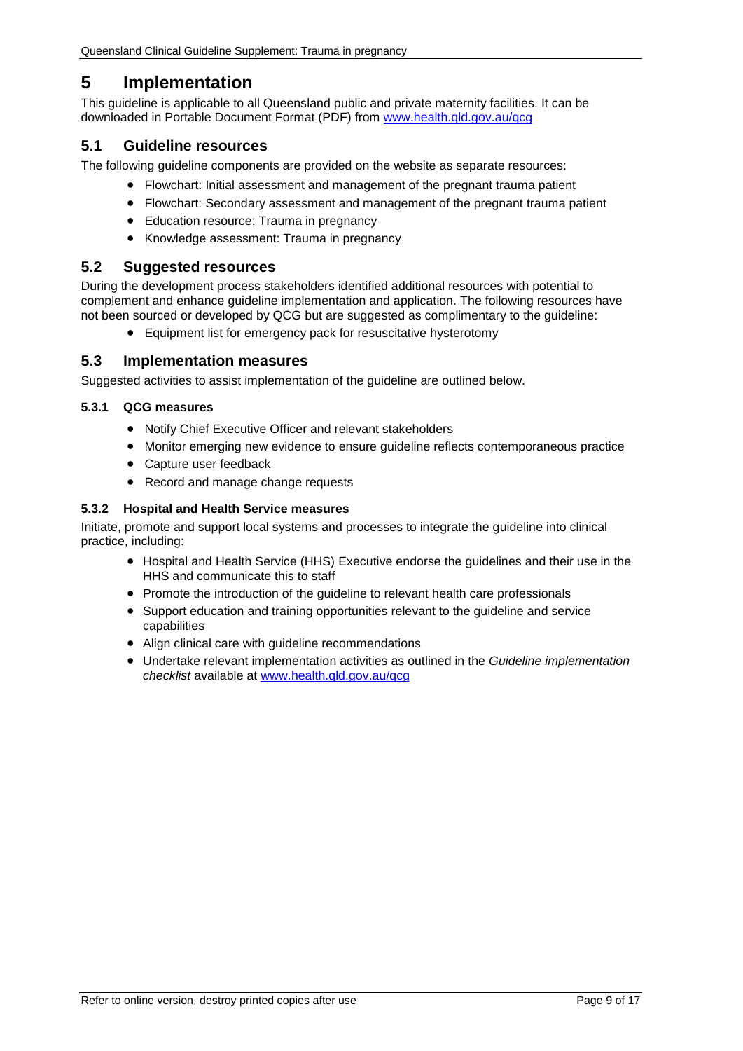# 5 Implementation

This guideline is applicable to all Queensland public and private maternity facilities. It can be downloaded in Portable Document Format (PDF) from [www.health.qld.gov.au/qcg](http://www.health.qld.gov.au/qcg)

## 5.1 Guideline resources

The following guideline components are provided on the website as separate resources:

- Flowchart: Initial assessment and management of the pregnant trauma patient
- Flowchart: Secondary assessment and management of the pregnant trauma patient
- Education resource: Trauma in pregnancy
- Knowledge assessment: Trauma in pregnancy

## 5.2 Suggested resources

During the development process stakeholders identified additional resources with potential to complement and enhance guideline implementation and application. The following resources have not been sourced or developed by QCG but are suggested as complimentary to the guideline:

- Equipment list for emergency pack for resuscitative hysterotomy

## 5.3 Implementation measures

Suggested activities to assist implementation of the guideline are outlined below.

### 5.3.1 QCG measures

- Notify Chief Executive Officer and relevant stakeholders
- Monitor emerging new evidence to ensure guideline reflects contemporaneous practice
- Capture user feedback
- Record and manage change requests

### 5.3.2 Hospital and Health Service measures

Initiate, promote and support local systems and processes to integrate the guideline into clinical practice, including:

- Hospital and Health Service (HHS) Executive endorse the guidelines and their use in the HHS and communicate this to staff
- Promote the introduction of the guideline to relevant health care professionals
- Support education and training opportunities relevant to the guideline and service capabilities
- Align clinical care with guideline recommendations
- Undertake relevant implementation activities as outlined in the *Guideline implementation checklist* available at [www.health.qld.gov.au/qcg](http://www.health.qld.gov.au/qcg)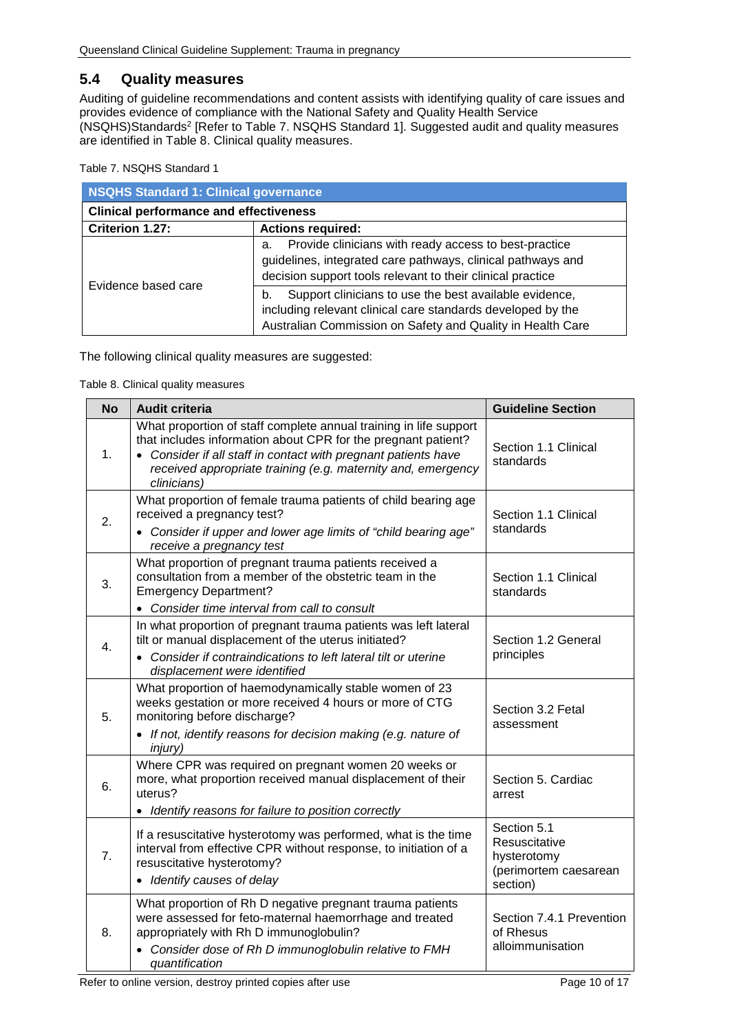## 5.4 Quality measures

Auditing of guideline recommendations and content assists with identifying quality of care issues and provides evidence of compliance with the National Safety and Quality Health Service (NSQHS)Standards[2] [Refer to Table 7. NSQHS Standard 1]. Suggested audit and quality measures are identified in Table 8. Clinical quality measures.

Table 7. NSQHS Standard 1

| **NSQHS Standard 1: Clinical governance** | |
|---|---|
| **Clinical performance and effectiveness** | |
| **Criterion 1.27:** | **Actions required:** |
| Evidence based care | a. Provide clinicians with ready access to best-practice guidelines, integrated care pathways, clinical pathways and decision support tools relevant to their clinical practice |
| | b. Support clinicians to use the best available evidence, including relevant clinical care standards developed by the Australian Commission on Safety and Quality in Health Care |

The following clinical quality measures are suggested:

Table 8. Clinical quality measures

| No | Audit criteria | Guideline Section |
|---|---|---|
| 1. | What proportion of staff complete annual training in life support that includes information about CPR for the pregnant patient?<br>• *Consider if all staff in contact with pregnant patients have received appropriate training (e.g. maternity and, emergency clinicians)* | Section 1.1 Clinical standards |
| 2. | What proportion of female trauma patients of child bearing age received a pregnancy test?<br>• *Consider if upper and lower age limits of "child bearing age" receive a pregnancy test* | Section 1.1 Clinical standards |
| 3. | What proportion of pregnant trauma patients received a consultation from a member of the obstetric team in the Emergency Department?<br>• *Consider time interval from call to consult* | Section 1.1 Clinical standards |
| 4. | In what proportion of pregnant trauma patients was left lateral tilt or manual displacement of the uterus initiated?<br>• *Consider if contraindications to left lateral tilt or uterine displacement were identified* | Section 1.2 General principles |
| 5. | What proportion of haemodynamically stable women of 23 weeks gestation or more received 4 hours or more of CTG monitoring before discharge?<br>• *If not, identify reasons for decision making (e.g. nature of injury)* | Section 3.2 Fetal assessment |
| 6. | Where CPR was required on pregnant women 20 weeks or more, what proportion received manual displacement of their uterus?<br>• *Identify reasons for failure to position correctly* | Section 5. Cardiac arrest |
| 7. | If a resuscitative hysterotomy was performed, what is the time interval from effective CPR without response, to initiation of a resuscitative hysterotomy?<br>• *Identify causes of delay* | Section 5.1 Resuscitative hysterotomy (perimortem caesarean section) |
| 8. | What proportion of Rh D negative pregnant trauma patients were assessed for feto-maternal haemorrhage and treated appropriately with Rh D immunoglobulin?<br>• *Consider dose of Rh D immunoglobulin relative to FMH quantification* | Section 7.4.1 Prevention of Rhesus alloimmunisation |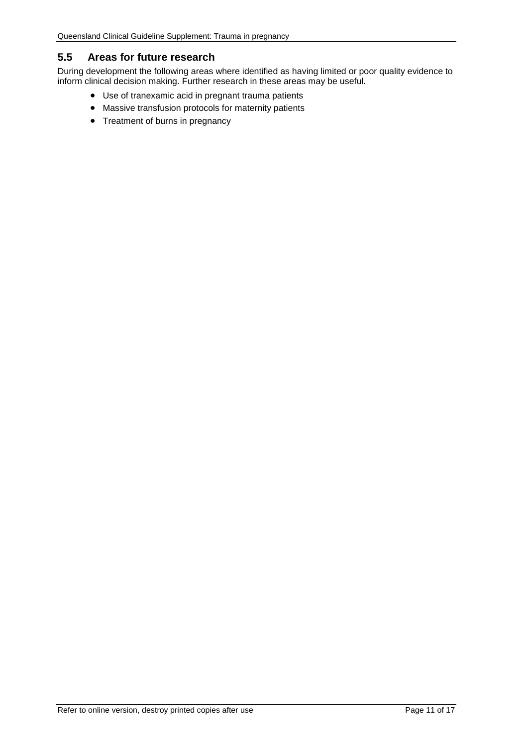## 5.5 Areas for future research

During development the following areas where identified as having limited or poor quality evidence to inform clinical decision making. Further research in these areas may be useful.

- Use of tranexamic acid in pregnant trauma patients
- Massive transfusion protocols for maternity patients
- Treatment of burns in pregnancy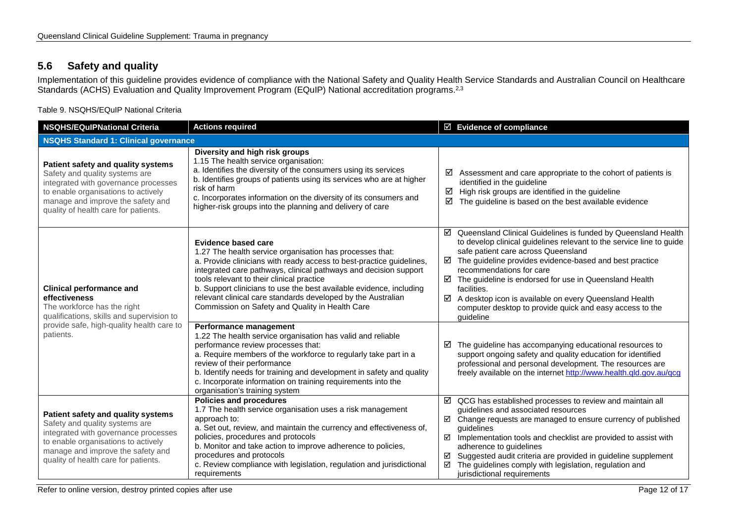## 5.6 Safety and quality

Implementation of this guideline provides evidence of compliance with the National Safety and Quality Health Service Standards and Australian Council on Healthcare Standards (ACHS) Evaluation and Quality Improvement Program (EQuIP) National accreditation programs.[2,3]

Table 9. NSQHS/EQuIP National Criteria

| NSQHS/EQuIPNational Criteria | Actions required | ☑ Evidence of compliance |
|---|---|---|
| **NSQHS Standard 1: Clinical governance** | | |
| **Patient safety and quality systems** Safety and quality systems are integrated with governance processes to enable organisations to actively manage and improve the safety and quality of health care for patients. | **Diversity and high risk groups** 1.15 The health service organisation: a. Identifies the diversity of the consumers using its services b. Identifies groups of patients using its services who are at higher risk of harm c. Incorporates information on the diversity of its consumers and higher-risk groups into the planning and delivery of care | ☑ Assessment and care appropriate to the cohort of patients is identified in the guideline ☑ High risk groups are identified in the guideline ☑ The guideline is based on the best available evidence |
| **Clinical performance and effectiveness** The workforce has the right qualifications, skills and supervision to provide safe, high-quality health care to patients. | **Evidence based care** 1.27 The health service organisation has processes that: a. Provide clinicians with ready access to best-practice guidelines, integrated care pathways, clinical pathways and decision support tools relevant to their clinical practice b. Support clinicians to use the best available evidence, including relevant clinical care standards developed by the Australian Commission on Safety and Quality in Health Care | ☑ Queensland Clinical Guidelines is funded by Queensland Health to develop clinical guidelines relevant to the service line to guide safe patient care across Queensland ☑ The guideline provides evidence-based and best practice recommendations for care ☑ The guideline is endorsed for use in Queensland Health facilities. ☑ A desktop icon is available on every Queensland Health computer desktop to provide quick and easy access to the guideline |
| | **Performance management** 1.22 The health service organisation has valid and reliable performance review processes that: a. Require members of the workforce to regularly take part in a review of their performance b. Identify needs for training and development in safety and quality c. Incorporate information on training requirements into the organisation's training system | ☑ The guideline has accompanying educational resources to support ongoing safety and quality education for identified professional and personal development. The resources are freely available on the internet http://www.health.qld.gov.au/qcg |
| **Patient safety and quality systems** Safety and quality systems are integrated with governance processes to enable organisations to actively manage and improve the safety and quality of health care for patients. | **Policies and procedures** 1.7 The health service organisation uses a risk management approach to: a. Set out, review, and maintain the currency and effectiveness of, policies, procedures and protocols b. Monitor and take action to improve adherence to policies, procedures and protocols c. Review compliance with legislation, regulation and jurisdictional requirements | ☑ QCG has established processes to review and maintain all guidelines and associated resources ☑ Change requests are managed to ensure currency of published guidelines ☑ Implementation tools and checklist are provided to assist with adherence to guidelines ☑ Suggested audit criteria are provided in guideline supplement ☑ The guidelines comply with legislation, regulation and jurisdictional requirements |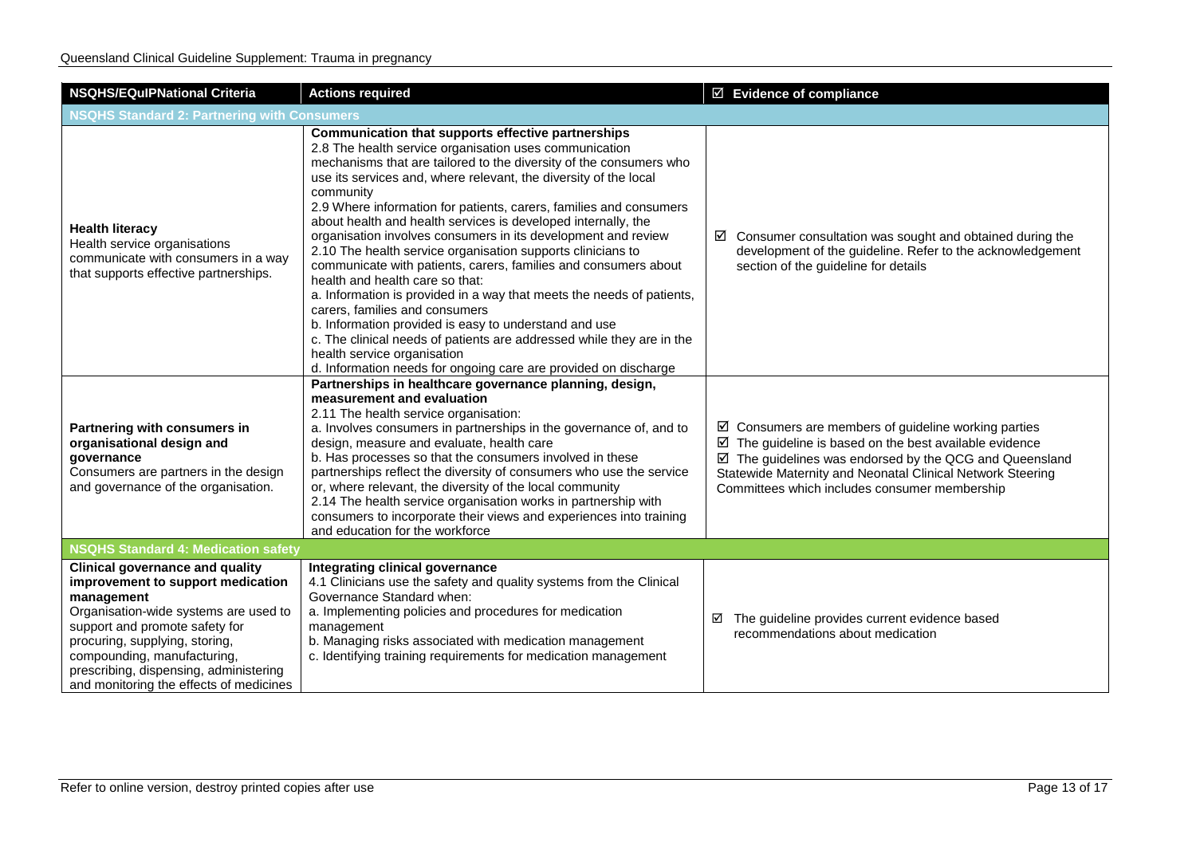| NSQHS/EQuIPNational Criteria | Actions required | ☑ Evidence of compliance |
|---|---|---|
| **NSQHS Standard 2: Partnering with Consumers** | | |
| **Health literacy**<br>Health service organisations communicate with consumers in a way that supports effective partnerships. | **Communication that supports effective partnerships**<br>2.8 The health service organisation uses communication mechanisms that are tailored to the diversity of the consumers who use its services and, where relevant, the diversity of the local community<br>2.9 Where information for patients, carers, families and consumers about health and health services is developed internally, the organisation involves consumers in its development and review<br>2.10 The health service organisation supports clinicians to communicate with patients, carers, families and consumers about health and health care so that:<br>a. Information is provided in a way that meets the needs of patients, carers, families and consumers<br>b. Information provided is easy to understand and use<br>c. The clinical needs of patients are addressed while they are in the health service organisation<br>d. Information needs for ongoing care are provided on discharge | ☑ Consumer consultation was sought and obtained during the development of the guideline. Refer to the acknowledgement section of the guideline for details |
| **Partnering with consumers in organisational design and governance**<br>Consumers are partners in the design and governance of the organisation. | **Partnerships in healthcare governance planning, design, measurement and evaluation**<br>2.11 The health service organisation:<br>a. Involves consumers in partnerships in the governance of, and to design, measure and evaluate, health care<br>b. Has processes so that the consumers involved in these partnerships reflect the diversity of consumers who use the service or, where relevant, the diversity of the local community<br>2.14 The health service organisation works in partnership with consumers to incorporate their views and experiences into training and education for the workforce | ☑ Consumers are members of guideline working parties<br>☑ The guideline is based on the best available evidence<br>☑ The guidelines was endorsed by the QCG and Queensland Statewide Maternity and Neonatal Clinical Network Steering Committees which includes consumer membership |
| **NSQHS Standard 4: Medication safety** | | |
| **Clinical governance and quality improvement to support medication management**<br>Organisation-wide systems are used to support and promote safety for procuring, supplying, storing, compounding, manufacturing, prescribing, dispensing, administering and monitoring the effects of medicines | **Integrating clinical governance**<br>4.1 Clinicians use the safety and quality systems from the Clinical Governance Standard when:<br>a. Implementing policies and procedures for medication management<br>b. Managing risks associated with medication management<br>c. Identifying training requirements for medication management | ☑ The guideline provides current evidence based recommendations about medication |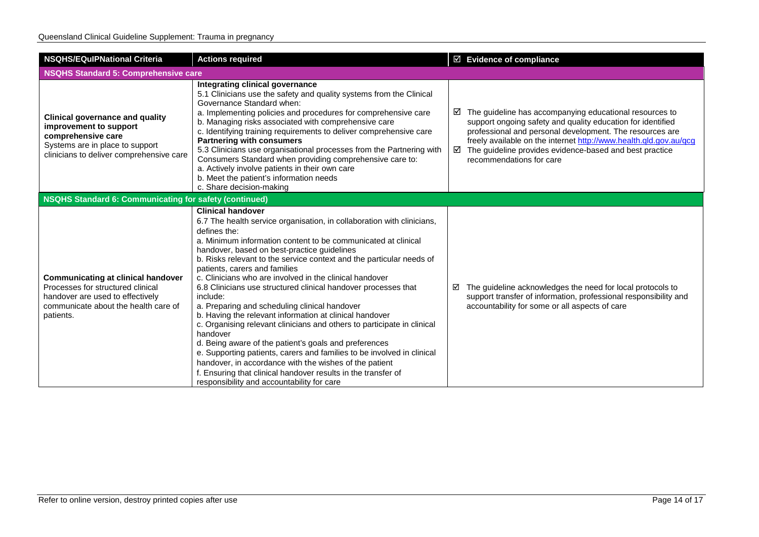| NSQHS/EQuIPNational Criteria | Actions required | ☑ Evidence of compliance |
|---|---|---|
| **NSQHS Standard 5: Comprehensive care** | | |
| **Clinical governance and quality improvement to support comprehensive care**<br>Systems are in place to support clinicians to deliver comprehensive care | **Integrating clinical governance**<br>5.1 Clinicians use the safety and quality systems from the Clinical Governance Standard when:<br>a. Implementing policies and procedures for comprehensive care<br>b. Managing risks associated with comprehensive care<br>c. Identifying training requirements to deliver comprehensive care<br>**Partnering with consumers**<br>5.3 Clinicians use organisational processes from the Partnering with Consumers Standard when providing comprehensive care to:<br>a. Actively involve patients in their own care<br>b. Meet the patient's information needs<br>c. Share decision-making | ☑ The guideline has accompanying educational resources to support ongoing safety and quality education for identified professional and personal development. The resources are freely available on the internet http://www.health.qld.gov.au/qcg<br>☑ The guideline provides evidence-based and best practice recommendations for care |
| **NSQHS Standard 6: Communicating for safety (continued)** | | |
| **Communicating at clinical handover**<br>Processes for structured clinical handover are used to effectively communicate about the health care of patients. | **Clinical handover**<br>6.7 The health service organisation, in collaboration with clinicians, defines the:<br>a. Minimum information content to be communicated at clinical handover, based on best-practice guidelines<br>b. Risks relevant to the service context and the particular needs of patients, carers and families<br>c. Clinicians who are involved in the clinical handover<br>6.8 Clinicians use structured clinical handover processes that include:<br>a. Preparing and scheduling clinical handover<br>b. Having the relevant information at clinical handover<br>c. Organising relevant clinicians and others to participate in clinical handover<br>d. Being aware of the patient's goals and preferences<br>e. Supporting patients, carers and families to be involved in clinical handover, in accordance with the wishes of the patient<br>f. Ensuring that clinical handover results in the transfer of responsibility and accountability for care | ☑ The guideline acknowledges the need for local protocols to support transfer of information, professional responsibility and accountability for some or all aspects of care |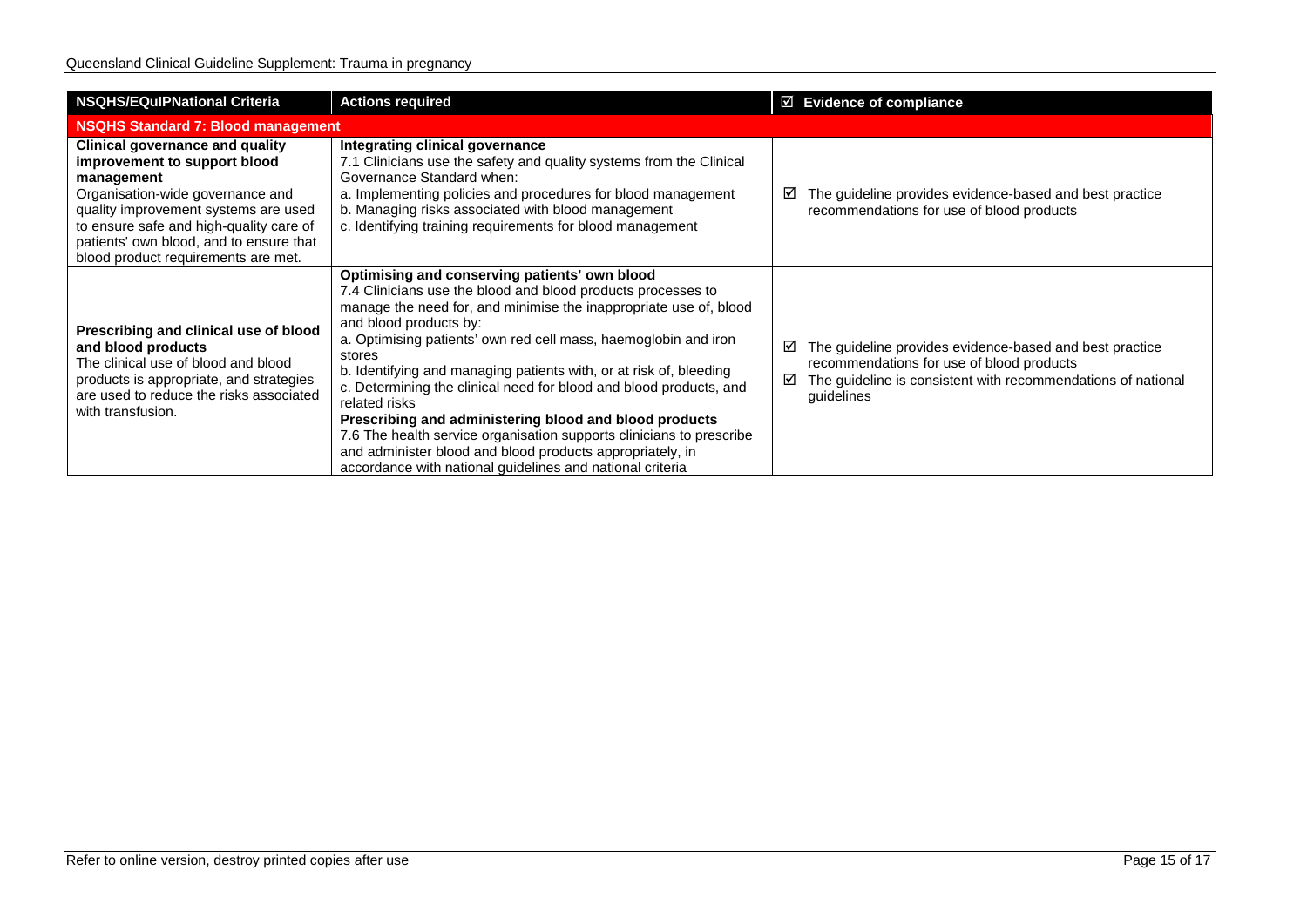| NSQHS/EQuIPNational Criteria | Actions required | ☑ Evidence of compliance |
|---|---|---|
| **NSQHS Standard 7: Blood management** | | |
| **Clinical governance and quality improvement to support blood management**<br>Organisation-wide governance and quality improvement systems are used to ensure safe and high-quality care of patients' own blood, and to ensure that blood product requirements are met. | **Integrating clinical governance**<br>7.1 Clinicians use the safety and quality systems from the Clinical Governance Standard when:<br>a. Implementing policies and procedures for blood management<br>b. Managing risks associated with blood management<br>c. Identifying training requirements for blood management | ☑ The guideline provides evidence-based and best practice recommendations for use of blood products |
| **Prescribing and clinical use of blood and blood products**<br>The clinical use of blood and blood products is appropriate, and strategies are used to reduce the risks associated with transfusion. | **Optimising and conserving patients' own blood**<br>7.4 Clinicians use the blood and blood products processes to manage the need for, and minimise the inappropriate use of, blood and blood products by:<br>a. Optimising patients' own red cell mass, haemoglobin and iron stores<br>b. Identifying and managing patients with, or at risk of, bleeding<br>c. Determining the clinical need for blood and blood products, and related risks<br>**Prescribing and administering blood and blood products**<br>7.6 The health service organisation supports clinicians to prescribe and administer blood and blood products appropriately, in accordance with national guidelines and national criteria | ☑ The guideline provides evidence-based and best practice recommendations for use of blood products<br>☑ The guideline is consistent with recommendations of national guidelines |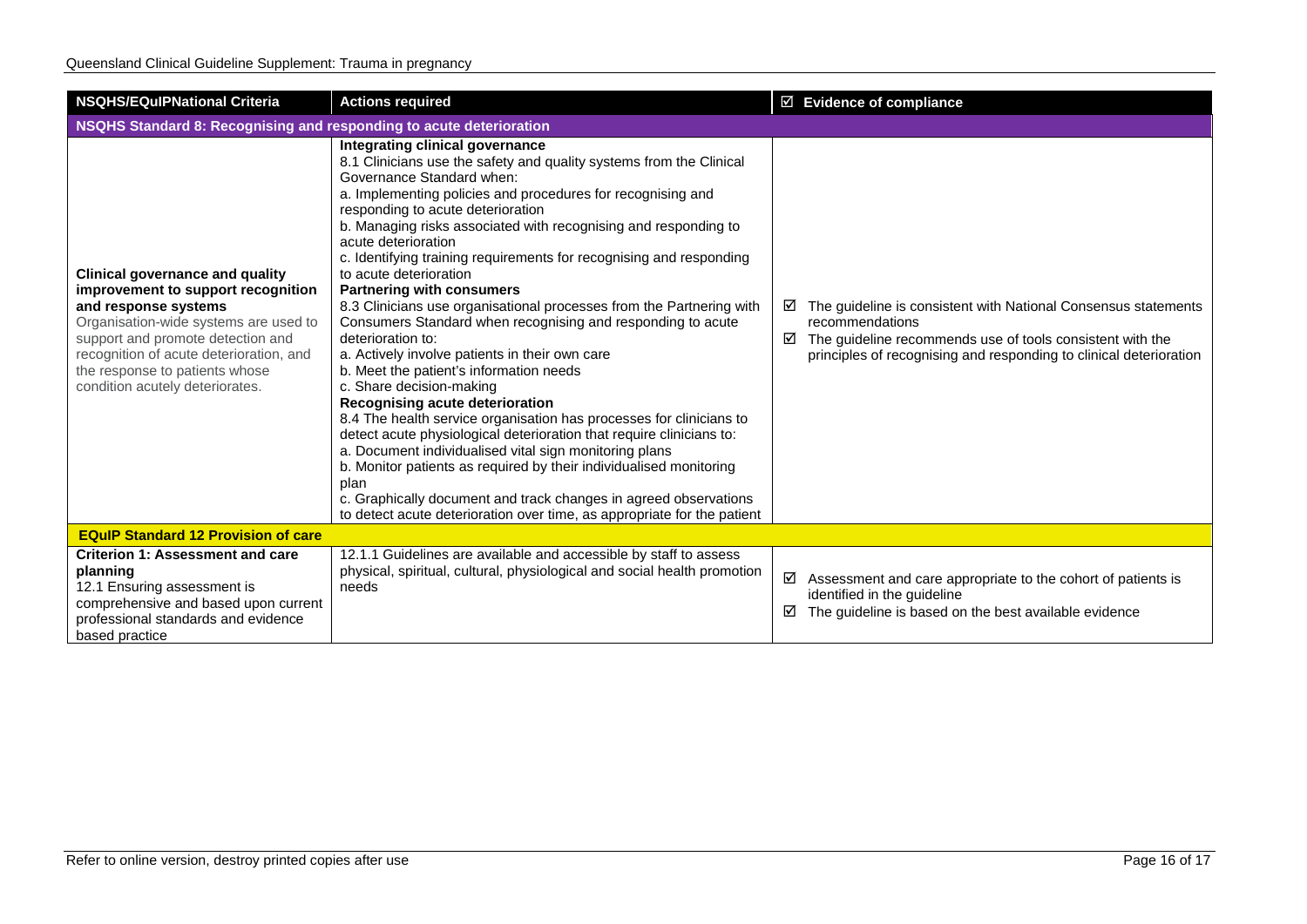| NSQHS/EQuIPNational Criteria | Actions required | ☑ Evidence of compliance |
| --- | --- | --- |
| **NSQHS Standard 8: Recognising and responding to acute deterioration** | | |
| **Clinical governance and quality improvement to support recognition and response systems**<br>Organisation-wide systems are used to support and promote detection and recognition of acute deterioration, and the response to patients whose condition acutely deteriorates. | **Integrating clinical governance**<br>8.1 Clinicians use the safety and quality systems from the Clinical Governance Standard when:<br>a. Implementing policies and procedures for recognising and responding to acute deterioration<br>b. Managing risks associated with recognising and responding to acute deterioration<br>c. Identifying training requirements for recognising and responding to acute deterioration<br>**Partnering with consumers**<br>8.3 Clinicians use organisational processes from the Partnering with Consumers Standard when recognising and responding to acute deterioration to:<br>a. Actively involve patients in their own care<br>b. Meet the patient's information needs<br>c. Share decision-making<br>**Recognising acute deterioration**<br>8.4 The health service organisation has processes for clinicians to detect acute physiological deterioration that require clinicians to:<br>a. Document individualised vital sign monitoring plans<br>b. Monitor patients as required by their individualised monitoring plan<br>c. Graphically document and track changes in agreed observations to detect acute deterioration over time, as appropriate for the patient | ☑ The guideline is consistent with National Consensus statements recommendations<br>☑ The guideline recommends use of tools consistent with the principles of recognising and responding to clinical deterioration |
| **EQuIP Standard 12 Provision of care** | | |
| **Criterion 1: Assessment and care planning**<br>12.1 Ensuring assessment is comprehensive and based upon current professional standards and evidence based practice | 12.1.1 Guidelines are available and accessible by staff to assess physical, spiritual, cultural, physiological and social health promotion needs | ☑ Assessment and care appropriate to the cohort of patients is identified in the guideline<br>☑ The guideline is based on the best available evidence |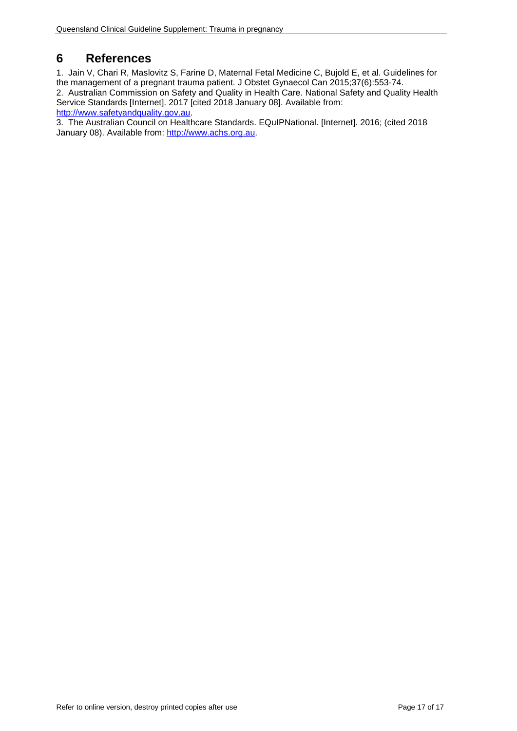# 6 References

1. Jain V, Chari R, Maslovitz S, Farine D, Maternal Fetal Medicine C, Bujold E, et al. Guidelines for the management of a pregnant trauma patient. J Obstet Gynaecol Can 2015;37(6):553-74.
2. Australian Commission on Safety and Quality in Health Care. National Safety and Quality Health Service Standards [Internet]. 2017 [cited 2018 January 08]. Available from: http://www.safetyandquality.gov.au.
3. The Australian Council on Healthcare Standards. EQuIPNational. [Internet]. 2016; (cited 2018 January 08). Available from: http://www.achs.org.au.